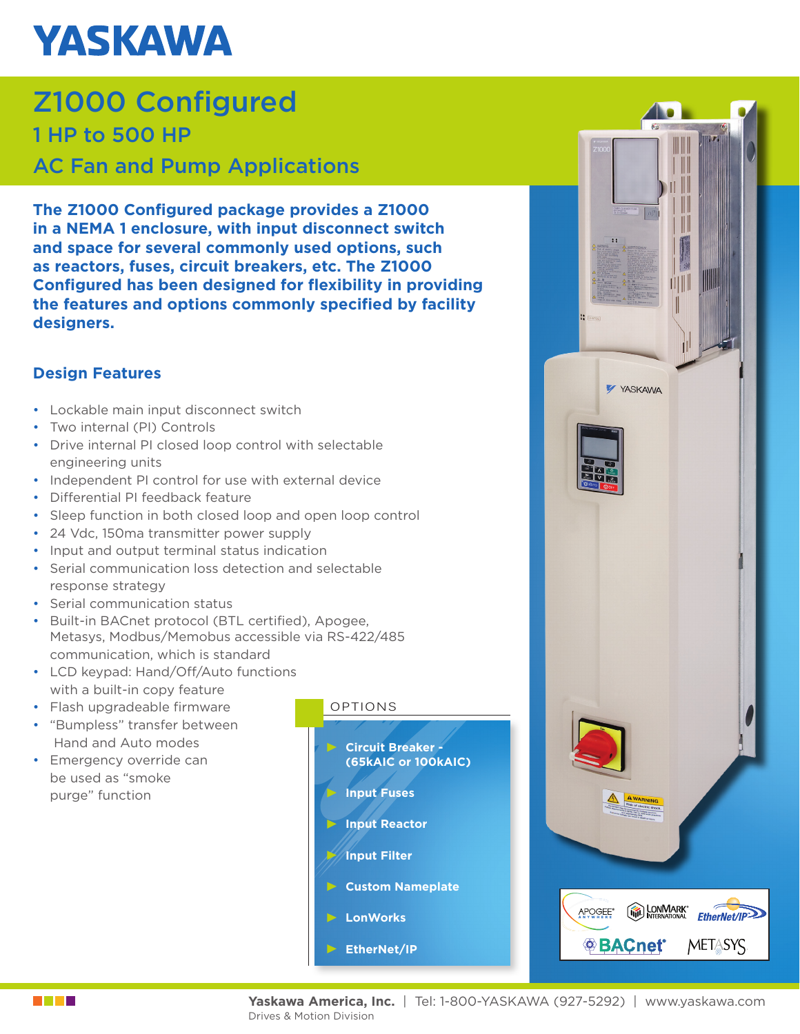YASKAWA

# Z1000 Configured

## 1 HP to 500 HP

## AC Fan and Pump Applications

**The Z1000 Configured package provides a Z1000 in a NEMA 1 enclosure, with input disconnect switch and space for several commonly used options, such as reactors, fuses, circuit breakers, etc. The Z1000 Configured has been designed for flexibility in providing the features and options commonly specified by facility designers.**

### Design Features

- Lockable main input disconnect switch
- Two internal (PI) Controls
- Drive internal PI closed loop control with selectable engineering units
- Independent PI control for use with external device
- Differential PI feedback feature
- Sleep function in both closed loop and open loop control
- 24 Vdc, 150ma transmitter power supply
- Input and output terminal status indication
- Serial communication loss detection and selectable response strategy
- Serial communication status
- Built-in BACnet protocol (BTL certified), Apogee, Metasys, Modbus/Memobus accessible via RS-422/485 communication, which is standard
- LCD keypad: Hand/Off/Auto functions with a built-in copy feature
- Flash upgradeable firmware
- "Bumpless" transfer between Hand and Auto modes
- Emergency override can be used as "smoke purge" function

### OPTIONS

- **Circuit Breaker - (65kAIC or 100kAIC)**
- **Input Fuses**
- **Input Reactor**
- **Input Filter**
- **Custom Nameplate**
- **LonWorks**
- **EtherNet/IP**

APOGEE ANYWHERE | LONMARK INTERNATIONAL | EtherNet/IP | BACnet | METASYS

**Yaskawa America, Inc.** | Tel: 1-800-YASKAWA (927-5292) | www.yaskawa.com
Drives & Motion Division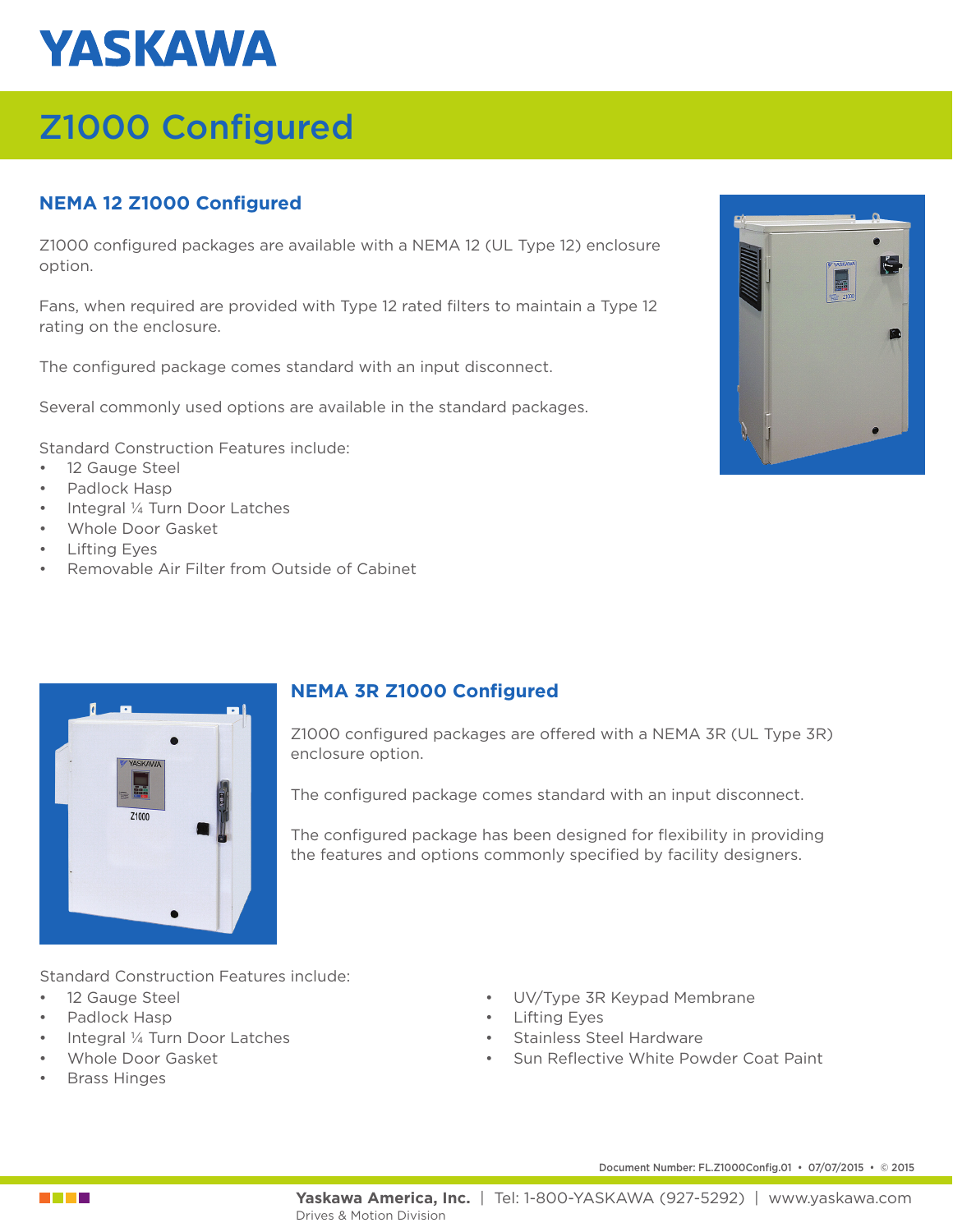# Z1000 Configured

## NEMA 12 Z1000 Configured

Z1000 configured packages are available with a NEMA 12 (UL Type 12) enclosure option.

Fans, when required are provided with Type 12 rated filters to maintain a Type 12 rating on the enclosure.

The configured package comes standard with an input disconnect.

Several commonly used options are available in the standard packages.

Standard Construction Features include:

- 12 Gauge Steel
- Padlock Hasp
- Integral ¼ Turn Door Latches
- Whole Door Gasket
- Lifting Eyes
- Removable Air Filter from Outside of Cabinet

## NEMA 3R Z1000 Configured

Z1000 configured packages are offered with a NEMA 3R (UL Type 3R) enclosure option.

The configured package comes standard with an input disconnect.

The configured package has been designed for flexibility in providing the features and options commonly specified by facility designers.

Standard Construction Features include:

- 12 Gauge Steel
- Padlock Hasp
- Integral ¼ Turn Door Latches
- Whole Door Gasket
- Brass Hinges
- UV/Type 3R Keypad Membrane
- Lifting Eyes
- Stainless Steel Hardware
- Sun Reflective White Powder Coat Paint

Document Number: FL.Z1000Config.01 • 07/07/2015 • © 2015

**Yaskawa America, Inc.** | Tel: 1-800-YASKAWA (927-5292) | www.yaskawa.com
Drives & Motion Division